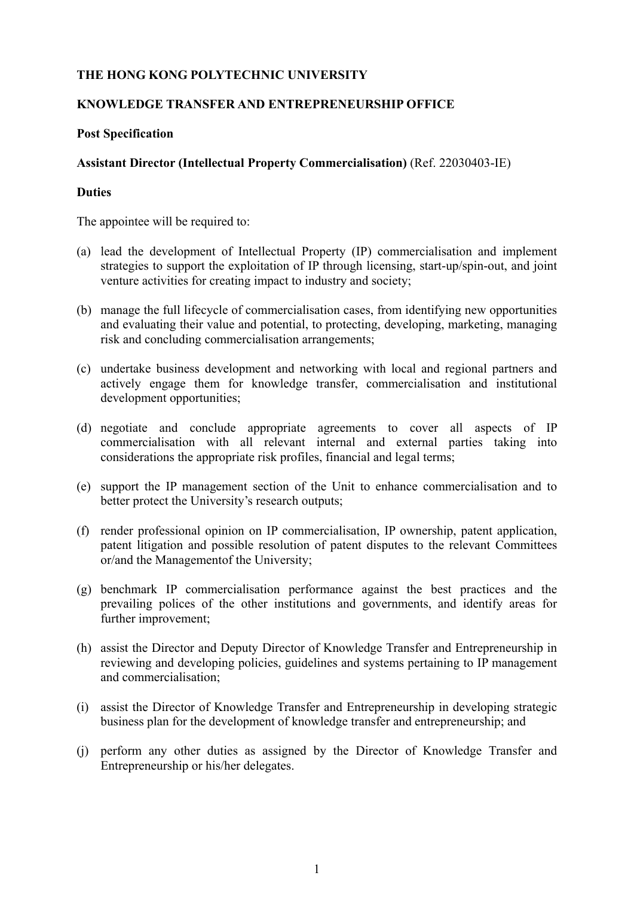**THE HONG KONG POLYTECHNIC UNIVERSITY**

**KNOWLEDGE TRANSFER AND ENTREPRENEURSHIP OFFICE**

**Post Specification**

**Assistant Director (Intellectual Property Commercialisation)** (Ref. 22030403-IE)

**Duties**

The appointee will be required to:

(a) lead the development of Intellectual Property (IP) commercialisation and implement strategies to support the exploitation of IP through licensing, start-up/spin-out, and joint venture activities for creating impact to industry and society;

(b) manage the full lifecycle of commercialisation cases, from identifying new opportunities and evaluating their value and potential, to protecting, developing, marketing, managing risk and concluding commercialisation arrangements;

(c) undertake business development and networking with local and regional partners and actively engage them for knowledge transfer, commercialisation and institutional development opportunities;

(d) negotiate and conclude appropriate agreements to cover all aspects of IP commercialisation with all relevant internal and external parties taking into considerations the appropriate risk profiles, financial and legal terms;

(e) support the IP management section of the Unit to enhance commercialisation and to better protect the University's research outputs;

(f) render professional opinion on IP commercialisation, IP ownership, patent application, patent litigation and possible resolution of patent disputes to the relevant Committees or/and the Managementof the University;

(g) benchmark IP commercialisation performance against the best practices and the prevailing polices of the other institutions and governments, and identify areas for further improvement;

(h) assist the Director and Deputy Director of Knowledge Transfer and Entrepreneurship in reviewing and developing policies, guidelines and systems pertaining to IP management and commercialisation;

(i) assist the Director of Knowledge Transfer and Entrepreneurship in developing strategic business plan for the development of knowledge transfer and entrepreneurship; and

(j) perform any other duties as assigned by the Director of Knowledge Transfer and Entrepreneurship or his/her delegates.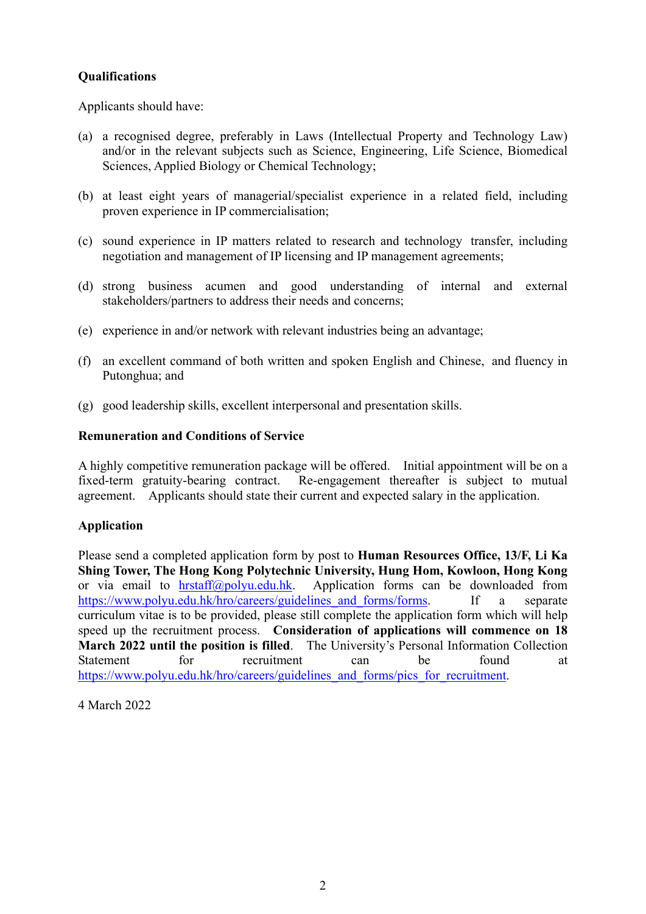**Qualifications**

Applicants should have:

(a) a recognised degree, preferably in Laws (Intellectual Property and Technology Law) and/or in the relevant subjects such as Science, Engineering, Life Science, Biomedical Sciences, Applied Biology or Chemical Technology;

(b) at least eight years of managerial/specialist experience in a related field, including proven experience in IP commercialisation;

(c) sound experience in IP matters related to research and technology transfer, including negotiation and management of IP licensing and IP management agreements;

(d) strong business acumen and good understanding of internal and external stakeholders/partners to address their needs and concerns;

(e) experience in and/or network with relevant industries being an advantage;

(f) an excellent command of both written and spoken English and Chinese, and fluency in Putonghua; and

(g) good leadership skills, excellent interpersonal and presentation skills.

**Remuneration and Conditions of Service**

A highly competitive remuneration package will be offered. Initial appointment will be on a fixed-term gratuity-bearing contract. Re-engagement thereafter is subject to mutual agreement. Applicants should state their current and expected salary in the application.

**Application**

Please send a completed application form by post to **Human Resources Office, 13/F, Li Ka Shing Tower, The Hong Kong Polytechnic University, Hung Hom, Kowloon, Hong Kong** or via email to hrstaff@polyu.edu.hk. Application forms can be downloaded from https://www.polyu.edu.hk/hro/careers/guidelines_and_forms/forms. If a separate curriculum vitae is to be provided, please still complete the application form which will help speed up the recruitment process. **Consideration of applications will commence on 18 March 2022 until the position is filled**. The University's Personal Information Collection Statement for recruitment can be found at https://www.polyu.edu.hk/hro/careers/guidelines_and_forms/pics_for_recruitment.

4 March 2022